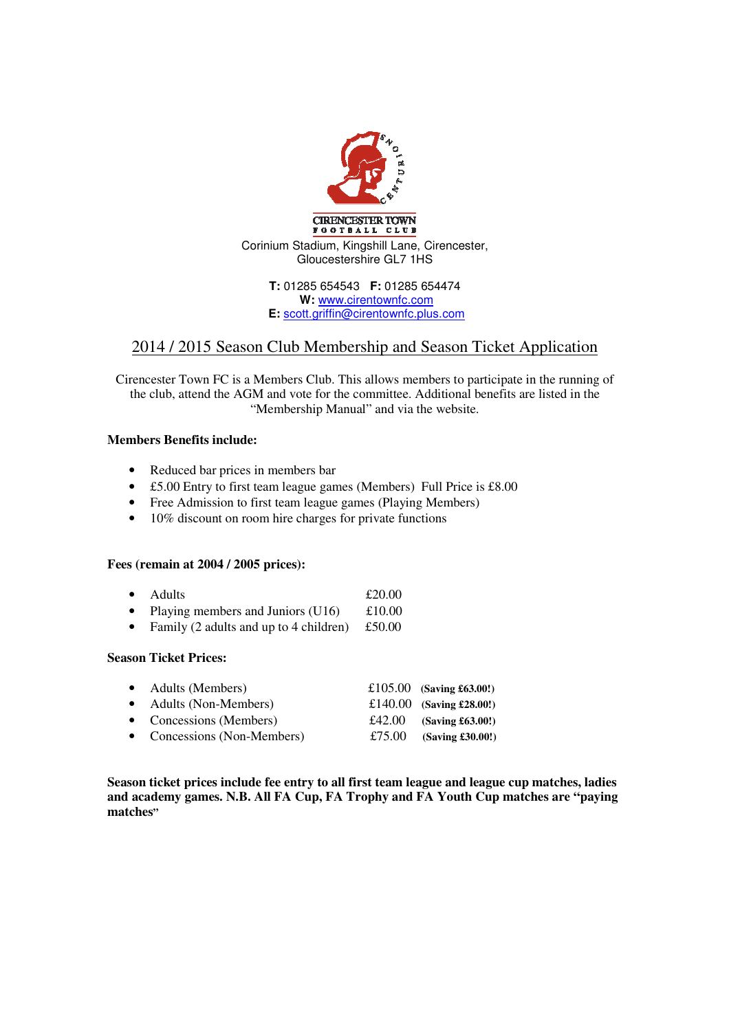CIRENCESTER TOWN
FOOTBALL CLUB

Corinium Stadium, Kingshill Lane, Cirencester,
Gloucestershire GL7 1HS

**T:** 01285 654543 **F:** 01285 654474
**W:** www.cirentownfc.com
**E:** scott.griffin@cirentownfc.plus.com

# 2014 / 2015 Season Club Membership and Season Ticket Application

Cirencester Town FC is a Members Club. This allows members to participate in the running of the club, attend the AGM and vote for the committee. Additional benefits are listed in the "Membership Manual" and via the website.

**Members Benefits include:**

- Reduced bar prices in members bar
- £5.00 Entry to first team league games (Members) Full Price is £8.00
- Free Admission to first team league games (Playing Members)
- 10% discount on room hire charges for private functions

**Fees (remain at 2004 / 2005 prices):**

- Adults £20.00
- Playing members and Juniors (U16) £10.00
- Family (2 adults and up to 4 children) £50.00

**Season Ticket Prices:**

- Adults (Members) £105.00 **(Saving £63.00!)**
- Adults (Non-Members) £140.00 **(Saving £28.00!)**
- Concessions (Members) £42.00 **(Saving £63.00!)**
- Concessions (Non-Members) £75.00 **(Saving £30.00!)**

**Season ticket prices include fee entry to all first team league and league cup matches, ladies and academy games. N.B. All FA Cup, FA Trophy and FA Youth Cup matches are "paying matches"**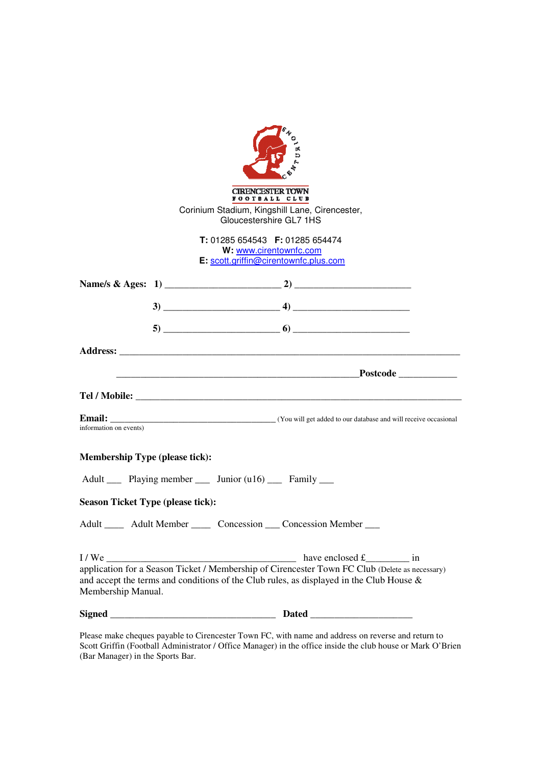CIRENCESTER TOWN
FOOTBALL CLUB

Corinium Stadium, Kingshill Lane, Cirencester,
Gloucestershire GL7 1HS

**T:** 01285 654543 **F:** 01285 654474
**W:** www.cirentownfc.com
**E:** scott.griffin@cirentownfc.plus.com

**Name/s & Ages: 1)** ________________________ **2)** ________________________

**3)** ________________________ **4)** ________________________

**5)** ________________________ **6)** ________________________

**Address:** ______________________________________________________________________

__________________________________________________ **Postcode** ____________

**Tel / Mobile:** __________________________________________________________________

**Email:** __________________________________ (You will get added to our database and will receive occasional information on events)

**Membership Type (please tick):**

Adult ___ Playing member ___ Junior (u16) ___ Family ___

**Season Ticket Type (please tick):**

Adult ____ Adult Member ____ Concession ___ Concession Member ___

I / We ________________________________________ have enclosed £_________ in application for a Season Ticket / Membership of Cirencester Town FC Club (Delete as necessary) and accept the terms and conditions of the Club rules, as displayed in the Club House & Membership Manual.

**Signed** __________________________________ **Dated** _____________________

Please make cheques payable to Cirencester Town FC, with name and address on reverse and return to Scott Griffin (Football Administrator / Office Manager) in the office inside the club house or Mark O'Brien (Bar Manager) in the Sports Bar.